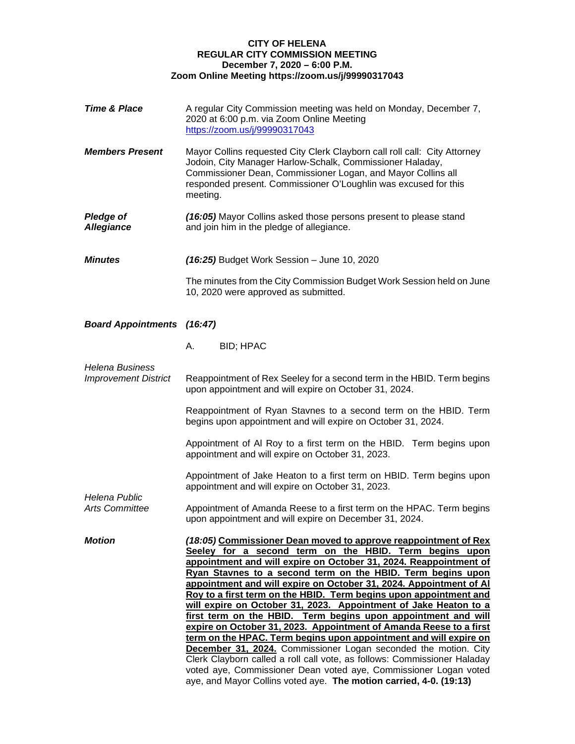**CITY OF HELENA**
**REGULAR CITY COMMISSION MEETING**
**December 7, 2020 – 6:00 P.M.**
**Zoom Online Meeting https://zoom.us/j/99990317043**

***Time & Place***

A regular City Commission meeting was held on Monday, December 7, 2020 at 6:00 p.m. via Zoom Online Meeting https://zoom.us/j/99990317043

***Members Present***

Mayor Collins requested City Clerk Clayborn call roll call: City Attorney Jodoin, City Manager Harlow-Schalk, Commissioner Haladay, Commissioner Dean, Commissioner Logan, and Mayor Collins all responded present. Commissioner O'Loughlin was excused for this meeting.

***Pledge of Allegiance***

***(16:05)*** Mayor Collins asked those persons present to please stand and join him in the pledge of allegiance.

***Minutes***

***(16:25)*** Budget Work Session – June 10, 2020

The minutes from the City Commission Budget Work Session held on June 10, 2020 were approved as submitted.

***Board Appointments*** ***(16:47)***

A. BID; HPAC

*Helena Business Improvement District*

Reappointment of Rex Seeley for a second term in the HBID. Term begins upon appointment and will expire on October 31, 2024.

Reappointment of Ryan Stavnes to a second term on the HBID. Term begins upon appointment and will expire on October 31, 2024.

Appointment of Al Roy to a first term on the HBID. Term begins upon appointment and will expire on October 31, 2023.

Appointment of Jake Heaton to a first term on HBID. Term begins upon appointment and will expire on October 31, 2023.

*Helena Public Arts Committee*

Appointment of Amanda Reese to a first term on the HPAC. Term begins upon appointment and will expire on December 31, 2024.

***Motion***

***(18:05)*** **Commissioner Dean moved to approve reappointment of Rex Seeley for a second term on the HBID. Term begins upon appointment and will expire on October 31, 2024. Reappointment of Ryan Stavnes to a second term on the HBID. Term begins upon appointment and will expire on October 31, 2024. Appointment of Al Roy to a first term on the HBID. Term begins upon appointment and will expire on October 31, 2023. Appointment of Jake Heaton to a first term on the HBID. Term begins upon appointment and will expire on October 31, 2023. Appointment of Amanda Reese to a first term on the HPAC. Term begins upon appointment and will expire on December 31, 2024.** Commissioner Logan seconded the motion. City Clerk Clayborn called a roll call vote, as follows: Commissioner Haladay voted aye, Commissioner Dean voted aye, Commissioner Logan voted aye, and Mayor Collins voted aye. **The motion carried, 4-0. (19:13)**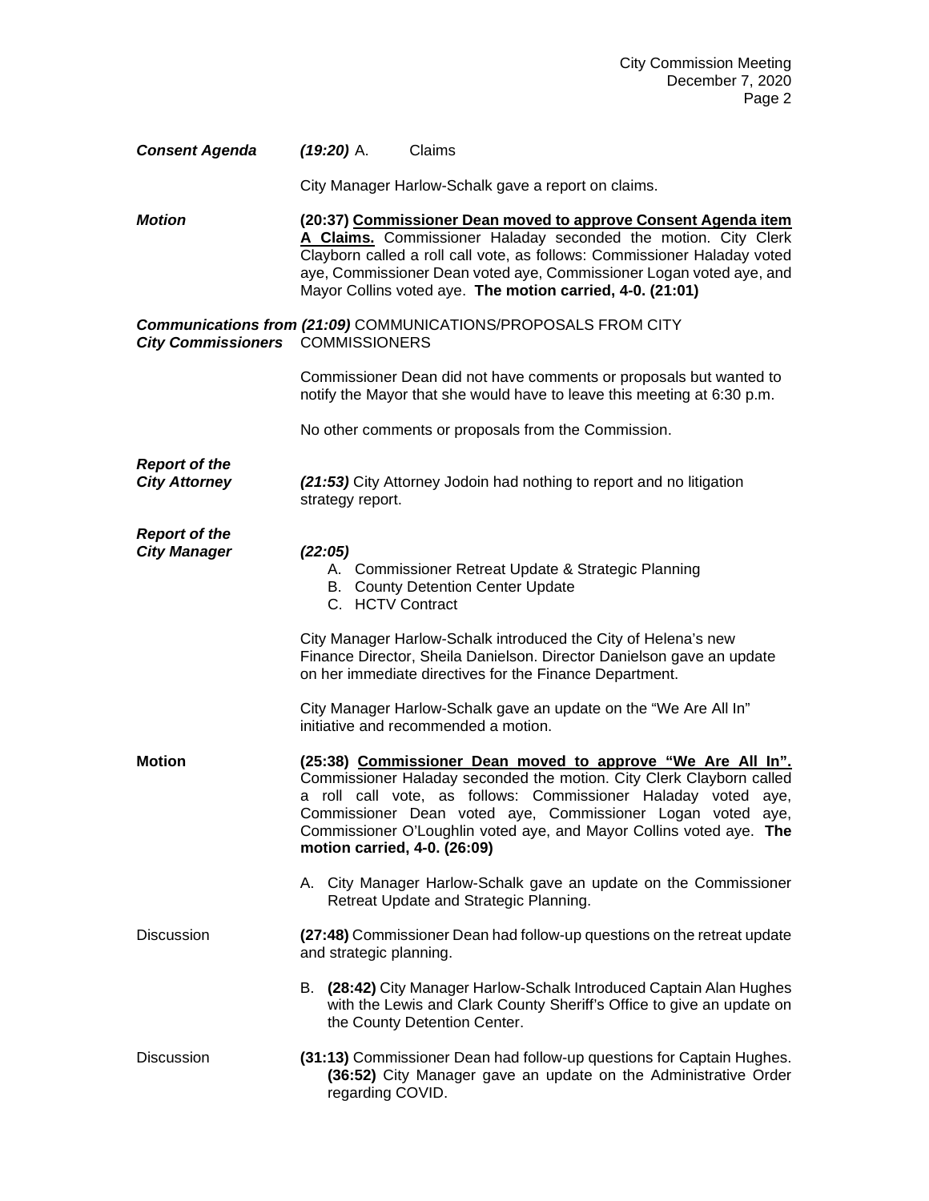***Consent Agenda*** ***(19:20)*** A. Claims

City Manager Harlow-Schalk gave a report on claims.

***Motion*** **(20:37) <u>Commissioner Dean moved to approve Consent Agenda item A Claims.</u>** Commissioner Haladay seconded the motion. City Clerk Clayborn called a roll call vote, as follows: Commissioner Haladay voted aye, Commissioner Dean voted aye, Commissioner Logan voted aye, and Mayor Collins voted aye. **The motion carried, 4-0. (21:01)**

***Communications from City Commissioners*** ***(21:09)*** COMMUNICATIONS/PROPOSALS FROM CITY COMMISSIONERS

Commissioner Dean did not have comments or proposals but wanted to notify the Mayor that she would have to leave this meeting at 6:30 p.m.

No other comments or proposals from the Commission.

***Report of the City Attorney*** ***(21:53)*** City Attorney Jodoin had nothing to report and no litigation strategy report.

***Report of the City Manager*** ***(22:05)***

A. Commissioner Retreat Update & Strategic Planning
B. County Detention Center Update
C. HCTV Contract

City Manager Harlow-Schalk introduced the City of Helena's new Finance Director, Sheila Danielson. Director Danielson gave an update on her immediate directives for the Finance Department.

City Manager Harlow-Schalk gave an update on the "We Are All In" initiative and recommended a motion.

**Motion** **(25:38) <u>Commissioner Dean moved to approve "We Are All In".</u>** Commissioner Haladay seconded the motion. City Clerk Clayborn called a roll call vote, as follows: Commissioner Haladay voted aye, Commissioner Dean voted aye, Commissioner Logan voted aye, Commissioner O'Loughlin voted aye, and Mayor Collins voted aye. **The motion carried, 4-0. (26:09)**

A. City Manager Harlow-Schalk gave an update on the Commissioner Retreat Update and Strategic Planning.

Discussion **(27:48)** Commissioner Dean had follow-up questions on the retreat update and strategic planning.

B. **(28:42)** City Manager Harlow-Schalk Introduced Captain Alan Hughes with the Lewis and Clark County Sheriff's Office to give an update on the County Detention Center.

Discussion **(31:13)** Commissioner Dean had follow-up questions for Captain Hughes. **(36:52)** City Manager gave an update on the Administrative Order regarding COVID.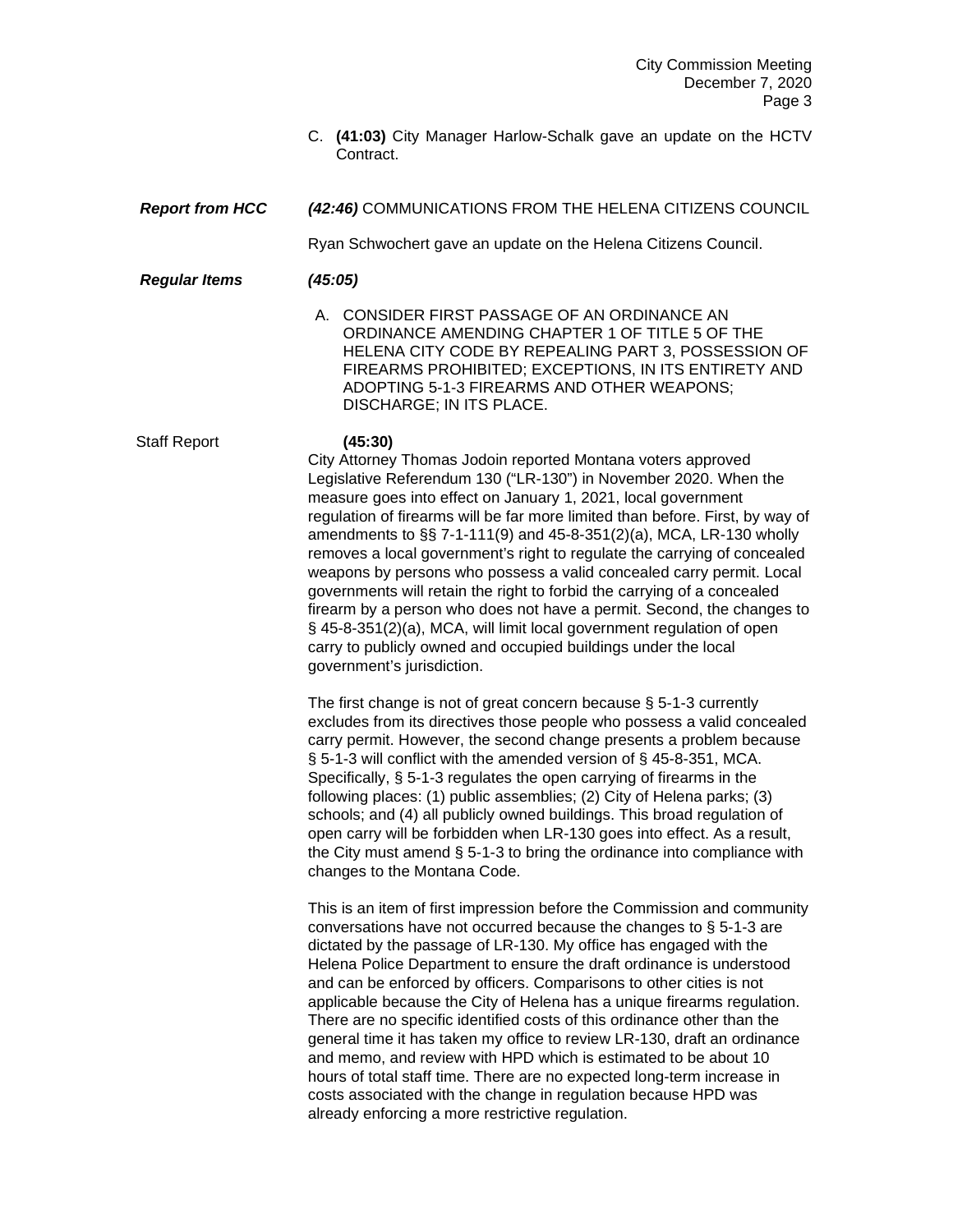C. **(41:03)** City Manager Harlow-Schalk gave an update on the HCTV Contract.

***Report from HCC*** ***(42:46)*** COMMUNICATIONS FROM THE HELENA CITIZENS COUNCIL

Ryan Schwochert gave an update on the Helena Citizens Council.

***Regular Items*** ***(45:05)***

A. CONSIDER FIRST PASSAGE OF AN ORDINANCE AN ORDINANCE AMENDING CHAPTER 1 OF TITLE 5 OF THE HELENA CITY CODE BY REPEALING PART 3, POSSESSION OF FIREARMS PROHIBITED; EXCEPTIONS, IN ITS ENTIRETY AND ADOPTING 5-1-3 FIREARMS AND OTHER WEAPONS; DISCHARGE; IN ITS PLACE.

Staff Report **(45:30)**

City Attorney Thomas Jodoin reported Montana voters approved Legislative Referendum 130 ("LR-130") in November 2020. When the measure goes into effect on January 1, 2021, local government regulation of firearms will be far more limited than before. First, by way of amendments to §§ 7-1-111(9) and 45-8-351(2)(a), MCA, LR-130 wholly removes a local government's right to regulate the carrying of concealed weapons by persons who possess a valid concealed carry permit. Local governments will retain the right to forbid the carrying of a concealed firearm by a person who does not have a permit. Second, the changes to § 45-8-351(2)(a), MCA, will limit local government regulation of open carry to publicly owned and occupied buildings under the local government's jurisdiction.

The first change is not of great concern because § 5-1-3 currently excludes from its directives those people who possess a valid concealed carry permit. However, the second change presents a problem because § 5-1-3 will conflict with the amended version of § 45-8-351, MCA. Specifically, § 5-1-3 regulates the open carrying of firearms in the following places: (1) public assemblies; (2) City of Helena parks; (3) schools; and (4) all publicly owned buildings. This broad regulation of open carry will be forbidden when LR-130 goes into effect. As a result, the City must amend § 5-1-3 to bring the ordinance into compliance with changes to the Montana Code.

This is an item of first impression before the Commission and community conversations have not occurred because the changes to § 5-1-3 are dictated by the passage of LR-130. My office has engaged with the Helena Police Department to ensure the draft ordinance is understood and can be enforced by officers. Comparisons to other cities is not applicable because the City of Helena has a unique firearms regulation. There are no specific identified costs of this ordinance other than the general time it has taken my office to review LR-130, draft an ordinance and memo, and review with HPD which is estimated to be about 10 hours of total staff time. There are no expected long-term increase in costs associated with the change in regulation because HPD was already enforcing a more restrictive regulation.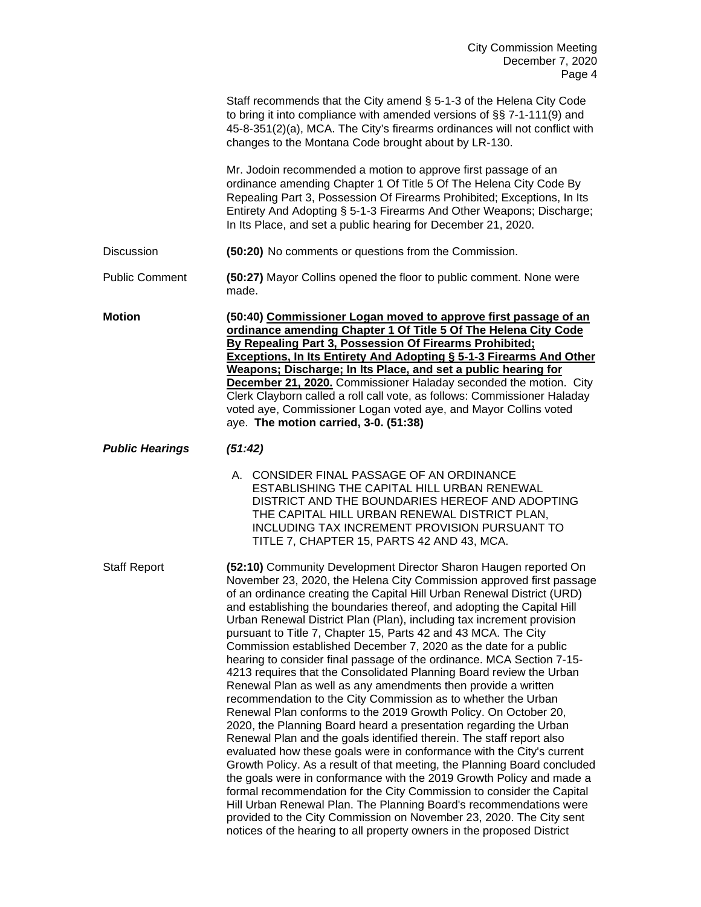Staff recommends that the City amend § 5-1-3 of the Helena City Code to bring it into compliance with amended versions of §§ 7-1-111(9) and 45-8-351(2)(a), MCA. The City's firearms ordinances will not conflict with changes to the Montana Code brought about by LR-130.

Mr. Jodoin recommended a motion to approve first passage of an ordinance amending Chapter 1 Of Title 5 Of The Helena City Code By Repealing Part 3, Possession Of Firearms Prohibited; Exceptions, In Its Entirety And Adopting § 5-1-3 Firearms And Other Weapons; Discharge; In Its Place, and set a public hearing for December 21, 2020.

Discussion — **(50:20)** No comments or questions from the Commission.

Public Comment — **(50:27)** Mayor Collins opened the floor to public comment. None were made.

**Motion** — **(50:40) Commissioner Logan moved to approve first passage of an ordinance amending Chapter 1 Of Title 5 Of The Helena City Code By Repealing Part 3, Possession Of Firearms Prohibited; Exceptions, In Its Entirety And Adopting § 5-1-3 Firearms And Other Weapons; Discharge; In Its Place, and set a public hearing for December 21, 2020.** Commissioner Haladay seconded the motion. City Clerk Clayborn called a roll call vote, as follows: Commissioner Haladay voted aye, Commissioner Logan voted aye, and Mayor Collins voted aye. **The motion carried, 3-0. (51:38)**

***Public Hearings*** ***(51:42)***

A. CONSIDER FINAL PASSAGE OF AN ORDINANCE ESTABLISHING THE CAPITAL HILL URBAN RENEWAL DISTRICT AND THE BOUNDARIES HEREOF AND ADOPTING THE CAPITAL HILL URBAN RENEWAL DISTRICT PLAN, INCLUDING TAX INCREMENT PROVISION PURSUANT TO TITLE 7, CHAPTER 15, PARTS 42 AND 43, MCA.

Staff Report — **(52:10)** Community Development Director Sharon Haugen reported On November 23, 2020, the Helena City Commission approved first passage of an ordinance creating the Capital Hill Urban Renewal District (URD) and establishing the boundaries thereof, and adopting the Capital Hill Urban Renewal District Plan (Plan), including tax increment provision pursuant to Title 7, Chapter 15, Parts 42 and 43 MCA. The City Commission established December 7, 2020 as the date for a public hearing to consider final passage of the ordinance. MCA Section 7-15-4213 requires that the Consolidated Planning Board review the Urban Renewal Plan as well as any amendments then provide a written recommendation to the City Commission as to whether the Urban Renewal Plan conforms to the 2019 Growth Policy. On October 20, 2020, the Planning Board heard a presentation regarding the Urban Renewal Plan and the goals identified therein. The staff report also evaluated how these goals were in conformance with the City's current Growth Policy. As a result of that meeting, the Planning Board concluded the goals were in conformance with the 2019 Growth Policy and made a formal recommendation for the City Commission to consider the Capital Hill Urban Renewal Plan. The Planning Board's recommendations were provided to the City Commission on November 23, 2020. The City sent notices of the hearing to all property owners in the proposed District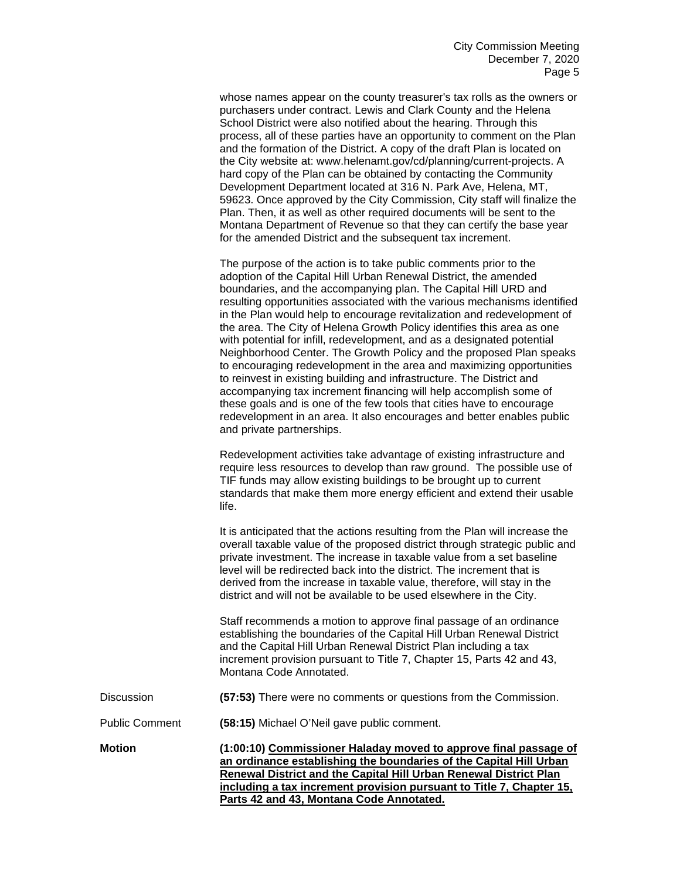whose names appear on the county treasurer's tax rolls as the owners or purchasers under contract. Lewis and Clark County and the Helena School District were also notified about the hearing. Through this process, all of these parties have an opportunity to comment on the Plan and the formation of the District. A copy of the draft Plan is located on the City website at: www.helenamt.gov/cd/planning/current-projects. A hard copy of the Plan can be obtained by contacting the Community Development Department located at 316 N. Park Ave, Helena, MT, 59623. Once approved by the City Commission, City staff will finalize the Plan. Then, it as well as other required documents will be sent to the Montana Department of Revenue so that they can certify the base year for the amended District and the subsequent tax increment.

The purpose of the action is to take public comments prior to the adoption of the Capital Hill Urban Renewal District, the amended boundaries, and the accompanying plan. The Capital Hill URD and resulting opportunities associated with the various mechanisms identified in the Plan would help to encourage revitalization and redevelopment of the area. The City of Helena Growth Policy identifies this area as one with potential for infill, redevelopment, and as a designated potential Neighborhood Center. The Growth Policy and the proposed Plan speaks to encouraging redevelopment in the area and maximizing opportunities to reinvest in existing building and infrastructure. The District and accompanying tax increment financing will help accomplish some of these goals and is one of the few tools that cities have to encourage redevelopment in an area. It also encourages and better enables public and private partnerships.

Redevelopment activities take advantage of existing infrastructure and require less resources to develop than raw ground. The possible use of TIF funds may allow existing buildings to be brought up to current standards that make them more energy efficient and extend their usable life.

It is anticipated that the actions resulting from the Plan will increase the overall taxable value of the proposed district through strategic public and private investment. The increase in taxable value from a set baseline level will be redirected back into the district. The increment that is derived from the increase in taxable value, therefore, will stay in the district and will not be available to be used elsewhere in the City.

Staff recommends a motion to approve final passage of an ordinance establishing the boundaries of the Capital Hill Urban Renewal District and the Capital Hill Urban Renewal District Plan including a tax increment provision pursuant to Title 7, Chapter 15, Parts 42 and 43, Montana Code Annotated.

Discussion **(57:53)** There were no comments or questions from the Commission.

Public Comment **(58:15)** Michael O'Neil gave public comment.

**Motion** **(1:00:10) Commissioner Haladay moved to approve final passage of an ordinance establishing the boundaries of the Capital Hill Urban Renewal District and the Capital Hill Urban Renewal District Plan including a tax increment provision pursuant to Title 7, Chapter 15, Parts 42 and 43, Montana Code Annotated.**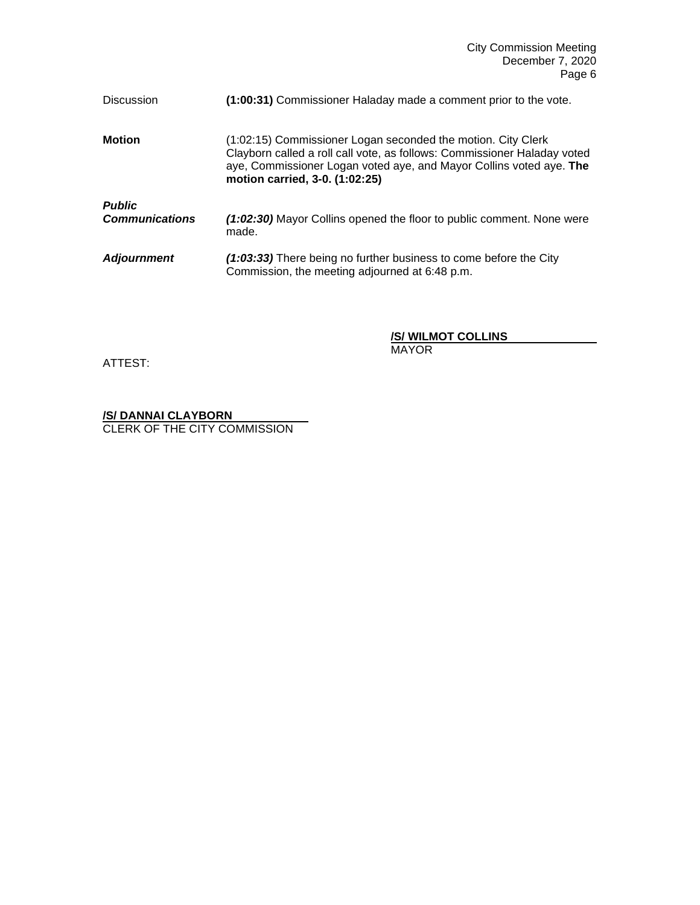**Discussion** — **(1:00:31)** Commissioner Haladay made a comment prior to the vote.

**Motion** — (1:02:15) Commissioner Logan seconded the motion. City Clerk Clayborn called a roll call vote, as follows: Commissioner Haladay voted aye, Commissioner Logan voted aye, and Mayor Collins voted aye. **The motion carried, 3-0. (1:02:25)**

***Public Communications*** — ***(1:02:30)*** Mayor Collins opened the floor to public comment. None were made.

***Adjournment*** — ***(1:03:33)*** There being no further business to come before the City Commission, the meeting adjourned at 6:48 p.m.

**/S/ WILMOT COLLINS**
MAYOR

ATTEST:

**/S/ DANNAI CLAYBORN**
CLERK OF THE CITY COMMISSION